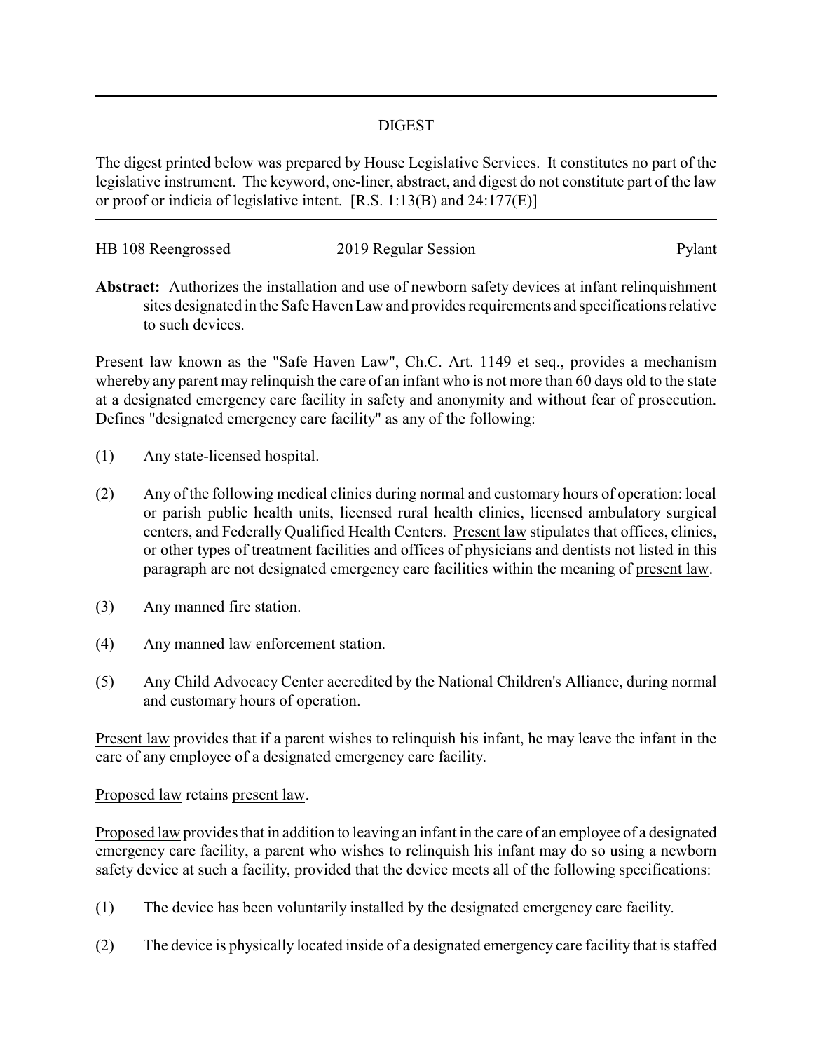## DIGEST

The digest printed below was prepared by House Legislative Services. It constitutes no part of the legislative instrument. The keyword, one-liner, abstract, and digest do not constitute part of the law or proof or indicia of legislative intent. [R.S. 1:13(B) and 24:177(E)]

---

HB 108 Reengrossed 2019 Regular Session Pylant

**Abstract:** Authorizes the installation and use of newborn safety devices at infant relinquishment sites designated in the Safe Haven Law and provides requirements and specifications relative to such devices.

Present law known as the "Safe Haven Law", Ch.C. Art. 1149 et seq., provides a mechanism whereby any parent may relinquish the care of an infant who is not more than 60 days old to the state at a designated emergency care facility in safety and anonymity and without fear of prosecution. Defines "designated emergency care facility" as any of the following:

(1) Any state-licensed hospital.

(2) Any of the following medical clinics during normal and customary hours of operation: local or parish public health units, licensed rural health clinics, licensed ambulatory surgical centers, and Federally Qualified Health Centers. Present law stipulates that offices, clinics, or other types of treatment facilities and offices of physicians and dentists not listed in this paragraph are not designated emergency care facilities within the meaning of present law.

(3) Any manned fire station.

(4) Any manned law enforcement station.

(5) Any Child Advocacy Center accredited by the National Children's Alliance, during normal and customary hours of operation.

Present law provides that if a parent wishes to relinquish his infant, he may leave the infant in the care of any employee of a designated emergency care facility.

Proposed law retains present law.

Proposed law provides that in addition to leaving an infant in the care of an employee of a designated emergency care facility, a parent who wishes to relinquish his infant may do so using a newborn safety device at such a facility, provided that the device meets all of the following specifications:

(1) The device has been voluntarily installed by the designated emergency care facility.

(2) The device is physically located inside of a designated emergency care facility that is staffed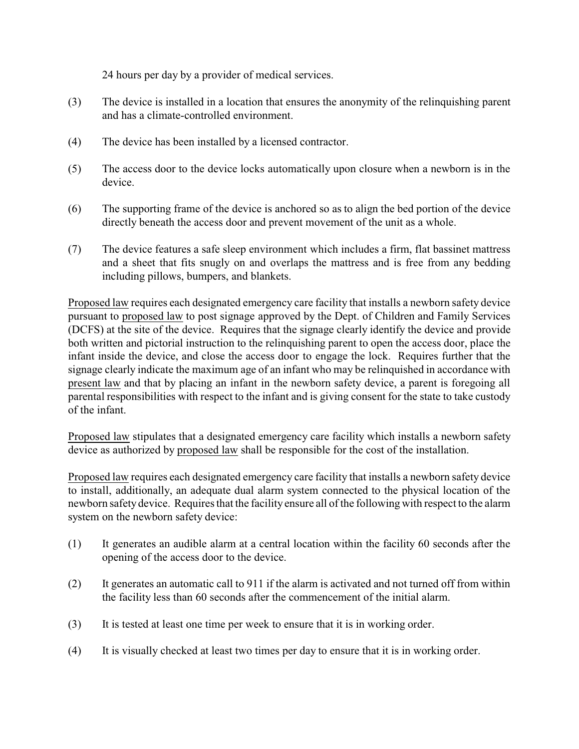24 hours per day by a provider of medical services.

(3) The device is installed in a location that ensures the anonymity of the relinquishing parent and has a climate-controlled environment.

(4) The device has been installed by a licensed contractor.

(5) The access door to the device locks automatically upon closure when a newborn is in the device.

(6) The supporting frame of the device is anchored so as to align the bed portion of the device directly beneath the access door and prevent movement of the unit as a whole.

(7) The device features a safe sleep environment which includes a firm, flat bassinet mattress and a sheet that fits snugly on and overlaps the mattress and is free from any bedding including pillows, bumpers, and blankets.

Proposed law requires each designated emergency care facility that installs a newborn safety device pursuant to proposed law to post signage approved by the Dept. of Children and Family Services (DCFS) at the site of the device. Requires that the signage clearly identify the device and provide both written and pictorial instruction to the relinquishing parent to open the access door, place the infant inside the device, and close the access door to engage the lock. Requires further that the signage clearly indicate the maximum age of an infant who may be relinquished in accordance with present law and that by placing an infant in the newborn safety device, a parent is foregoing all parental responsibilities with respect to the infant and is giving consent for the state to take custody of the infant.

Proposed law stipulates that a designated emergency care facility which installs a newborn safety device as authorized by proposed law shall be responsible for the cost of the installation.

Proposed law requires each designated emergency care facility that installs a newborn safety device to install, additionally, an adequate dual alarm system connected to the physical location of the newborn safety device. Requires that the facility ensure all of the following with respect to the alarm system on the newborn safety device:

(1) It generates an audible alarm at a central location within the facility 60 seconds after the opening of the access door to the device.

(2) It generates an automatic call to 911 if the alarm is activated and not turned off from within the facility less than 60 seconds after the commencement of the initial alarm.

(3) It is tested at least one time per week to ensure that it is in working order.

(4) It is visually checked at least two times per day to ensure that it is in working order.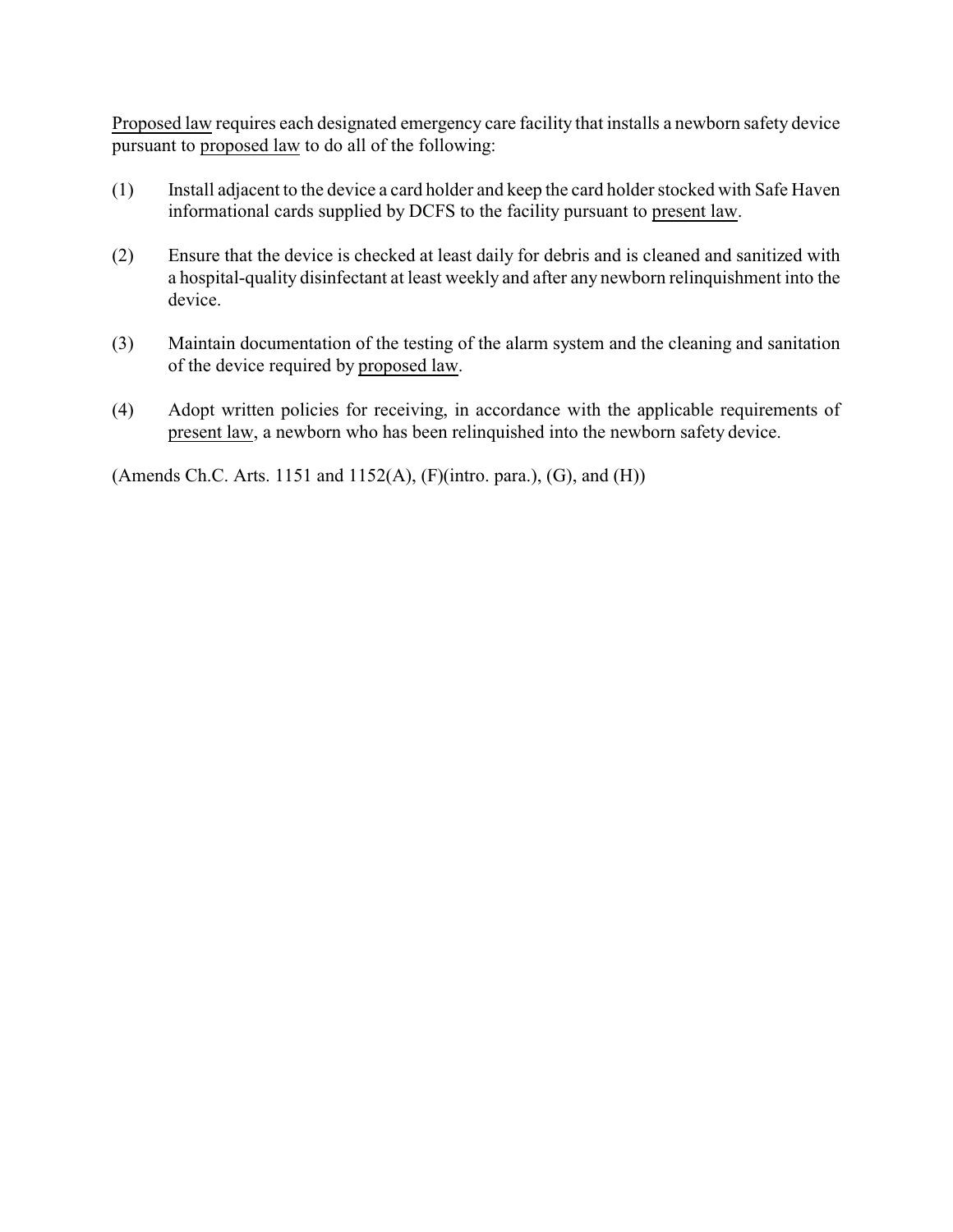Proposed law requires each designated emergency care facility that installs a newborn safety device pursuant to proposed law to do all of the following:

(1) Install adjacent to the device a card holder and keep the card holder stocked with Safe Haven informational cards supplied by DCFS to the facility pursuant to present law.

(2) Ensure that the device is checked at least daily for debris and is cleaned and sanitized with a hospital-quality disinfectant at least weekly and after any newborn relinquishment into the device.

(3) Maintain documentation of the testing of the alarm system and the cleaning and sanitation of the device required by proposed law.

(4) Adopt written policies for receiving, in accordance with the applicable requirements of present law, a newborn who has been relinquished into the newborn safety device.

(Amends Ch.C. Arts. 1151 and 1152(A), (F)(intro. para.), (G), and (H))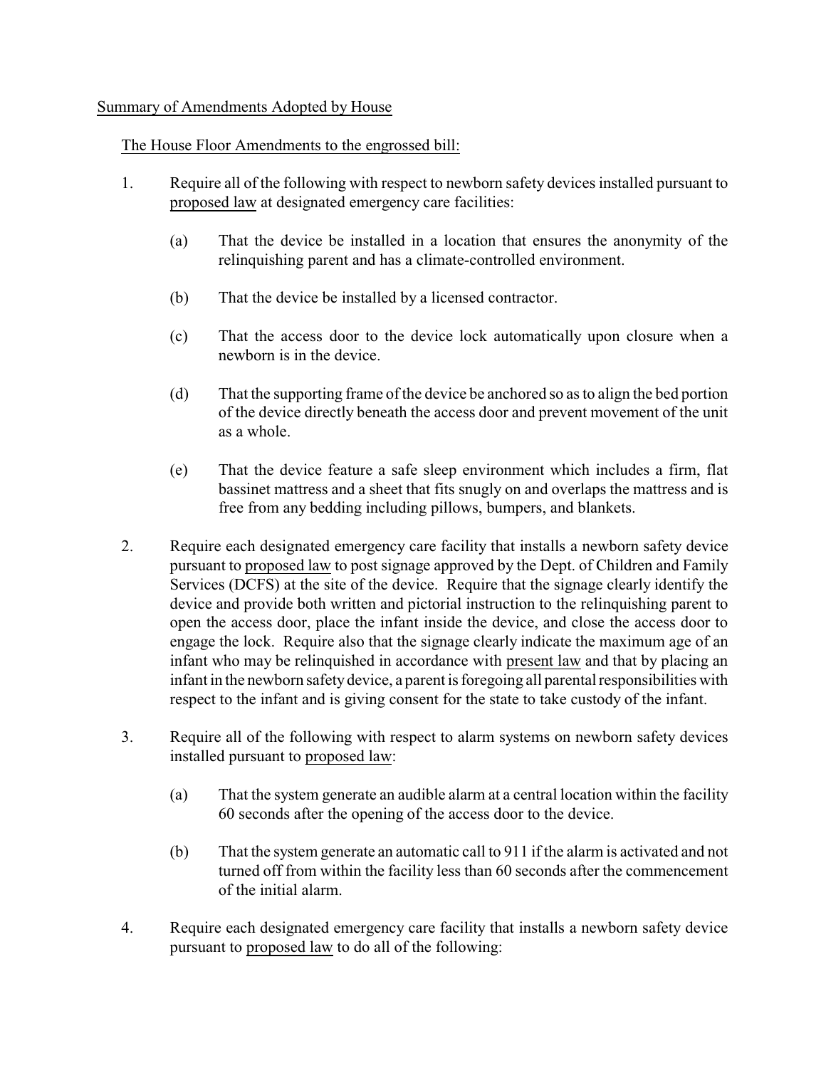Summary of Amendments Adopted by House

The House Floor Amendments to the engrossed bill:

1. Require all of the following with respect to newborn safety devices installed pursuant to proposed law at designated emergency care facilities:

   (a) That the device be installed in a location that ensures the anonymity of the relinquishing parent and has a climate-controlled environment.

   (b) That the device be installed by a licensed contractor.

   (c) That the access door to the device lock automatically upon closure when a newborn is in the device.

   (d) That the supporting frame of the device be anchored so as to align the bed portion of the device directly beneath the access door and prevent movement of the unit as a whole.

   (e) That the device feature a safe sleep environment which includes a firm, flat bassinet mattress and a sheet that fits snugly on and overlaps the mattress and is free from any bedding including pillows, bumpers, and blankets.

2. Require each designated emergency care facility that installs a newborn safety device pursuant to proposed law to post signage approved by the Dept. of Children and Family Services (DCFS) at the site of the device. Require that the signage clearly identify the device and provide both written and pictorial instruction to the relinquishing parent to open the access door, place the infant inside the device, and close the access door to engage the lock. Require also that the signage clearly indicate the maximum age of an infant who may be relinquished in accordance with present law and that by placing an infant in the newborn safety device, a parent is foregoing all parental responsibilities with respect to the infant and is giving consent for the state to take custody of the infant.

3. Require all of the following with respect to alarm systems on newborn safety devices installed pursuant to proposed law:

   (a) That the system generate an audible alarm at a central location within the facility 60 seconds after the opening of the access door to the device.

   (b) That the system generate an automatic call to 911 if the alarm is activated and not turned off from within the facility less than 60 seconds after the commencement of the initial alarm.

4. Require each designated emergency care facility that installs a newborn safety device pursuant to proposed law to do all of the following: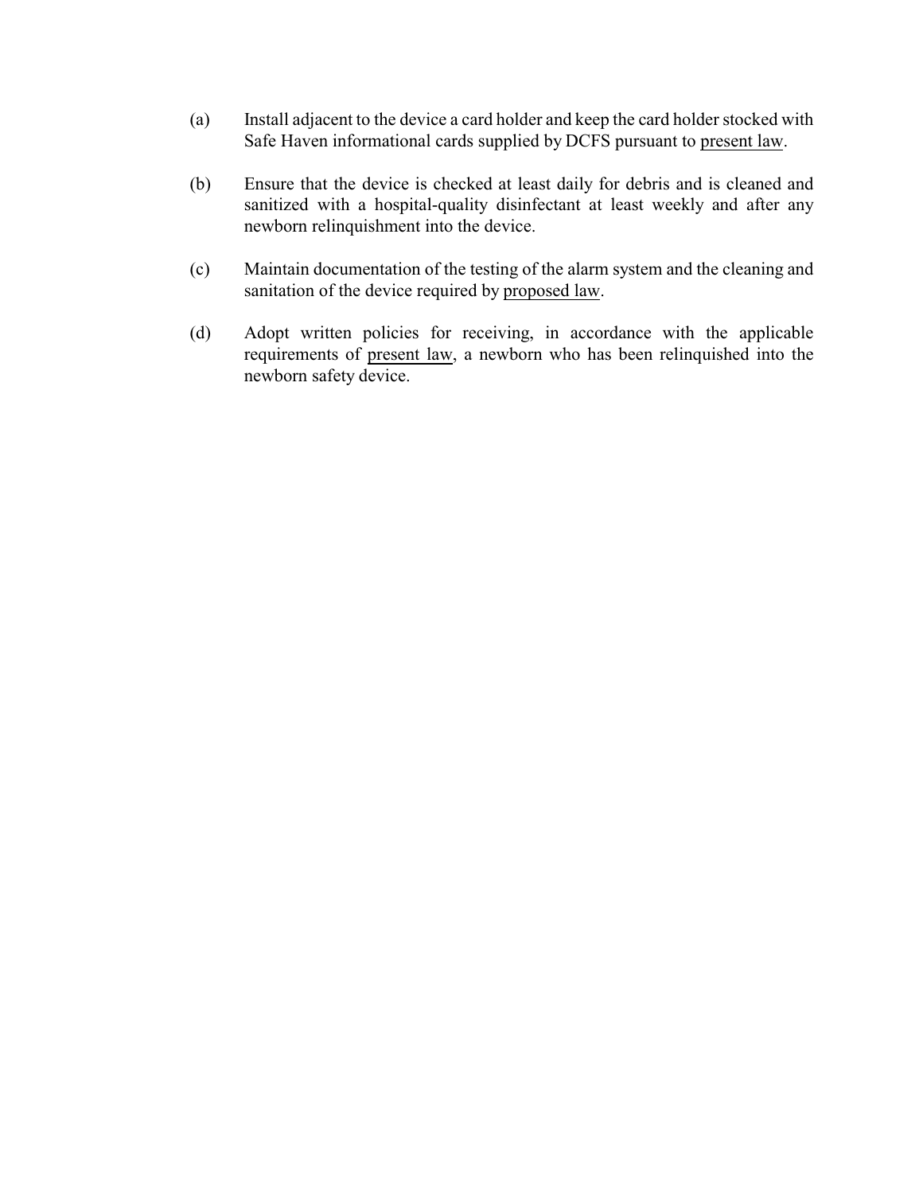(a) Install adjacent to the device a card holder and keep the card holder stocked with Safe Haven informational cards supplied by DCFS pursuant to present law.

(b) Ensure that the device is checked at least daily for debris and is cleaned and sanitized with a hospital-quality disinfectant at least weekly and after any newborn relinquishment into the device.

(c) Maintain documentation of the testing of the alarm system and the cleaning and sanitation of the device required by proposed law.

(d) Adopt written policies for receiving, in accordance with the applicable requirements of present law, a newborn who has been relinquished into the newborn safety device.